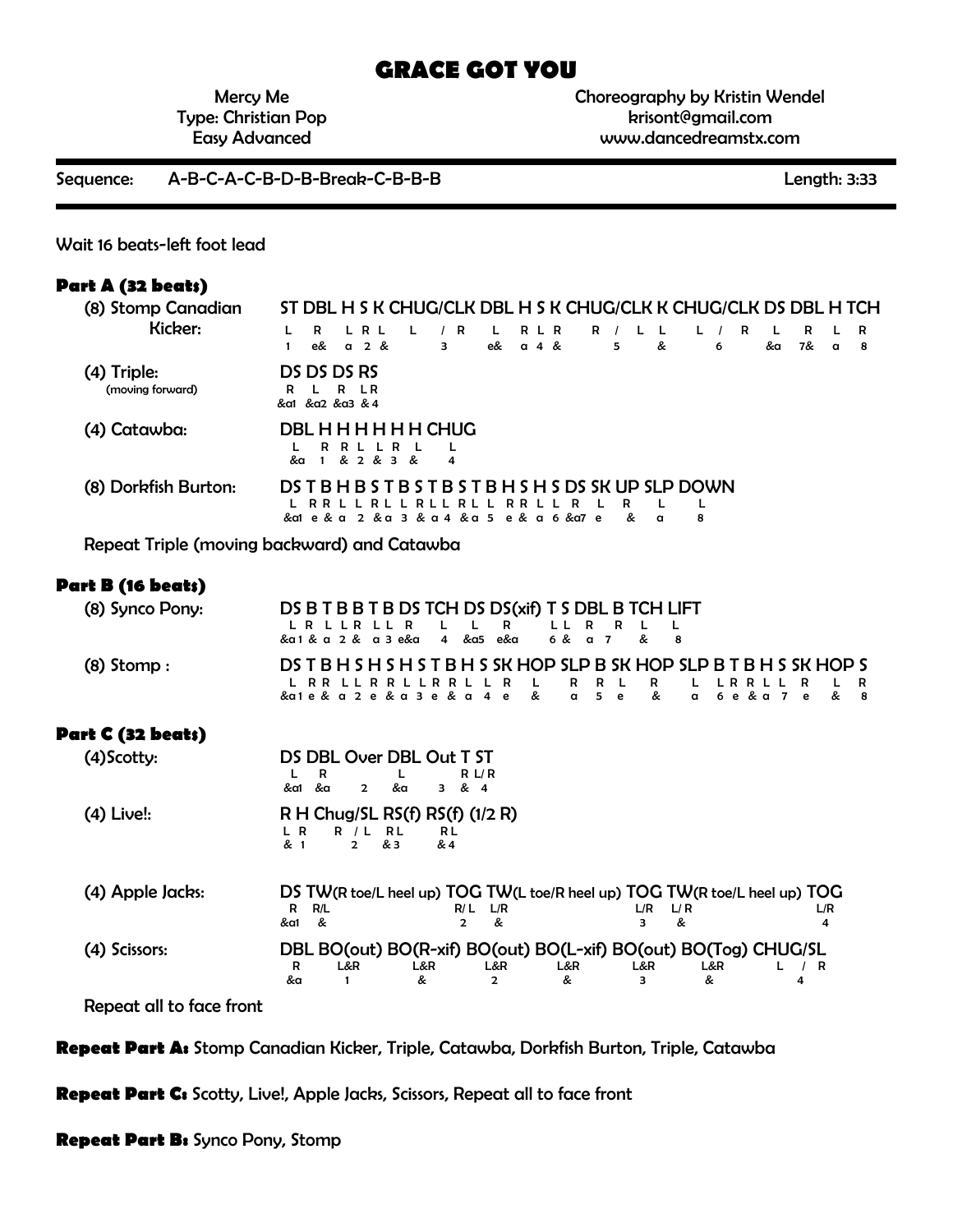# GRACE GOT YOU

Mercy Me
Type: Christian Pop
Easy Advanced

Choreography by Kristin Wendel
krisont@gmail.com
www.dancedreamstx.com

Sequence: A-B-C-A-C-B-D-B-Break-C-B-B-B — Length: 3:33

Wait 16 beats-left foot lead

## Part A (32 beats)

**(8) Stomp Canadian Kicker:**

```
ST DBL H S K CHUG/CLK DBL H S K CHUG/CLK K CHUG/CLK DS DBL H TCH
L  R   LRL  L   / R    L   RLR  R  / L  L  L  /  R  L   R   L  R
1  e&  a 2 &    3      e&  a 4 &     5  &     6     &a  7&  a  8
```

**(4) Triple:** (moving forward)

```
DS DS DS RS
R  L  R  LR
&a1 &a2 &a3 & 4
```

**(4) Catawba:**

```
DBL H H H H H H CHUG
L   R R L L R L  L
&a  1 & 2 & 3 &  4
```

**(8) Dorkfish Burton:**

```
DS T B H B S T B S T B S T B H S H S DS SK UP SLP DOWN
L  R R L L R L L R L L R L L R R L L R  L   R   L    L
&a1 e & a 2 &a 3 & a 4 &a 5 e & a 6 &a7 e  &   a    8
```

Repeat Triple (moving backward) and Catawba

## Part B (16 beats)

**(8) Synco Pony:**

```
DS B T B B T B DS TCH DS DS(xif) T S DBL B TCH LIFT
L  R L L R L L R  L   L  R       L L R   R L   L
&a1 & a 2 & a 3 e&a 4 &a5 e&a    6 & a   7 &   8
```

**(8) Stomp :**

```
DS T B H S H S H S T B H S SK HOP SLP B SK HOP SLP B T B H S SK HOP S
L  R R L L R R L L R R L L R  L       R R L   R       L L R R L L R L R
&a1 e & a 2 e & a 3 e & a 4 e  &      a  5 e   &       a 6 e & a 7 e & 8
```

## Part C (32 beats)

**(4) Scotty:**

```
DS DBL Over DBL Out T ST
L  R        L       R L/R
&a1 &a  2   &a      3 & 4
```

**(4) Live!:**

```
R H Chug/SL RS(f) RS(f) (1/2 R)
L R  R / L  RL    RL
& 1    2    & 3   & 4
```

**(4) Apple Jacks:**

```
DS TW(R toe/L heel up) TOG TW(L toe/R heel up) TOG TW(R toe/L heel up) TOG
R  R/L                 R/L L/R                 L/R L/R                 L/R
&a1 &                  2   &                   3   &                   4
```

**(4) Scissors:**

```
DBL BO(out) BO(R-xif) BO(out) BO(L-xif) BO(out) BO(Tog) CHUG/SL
R   L&R     L&R       L&R     L&R       L&R     L&R     L / R
&a  1       &         2       &         3       &       4
```

Repeat all to face front

**Repeat Part A:** Stomp Canadian Kicker, Triple, Catawba, Dorkfish Burton, Triple, Catawba

**Repeat Part C:** Scotty, Live!, Apple Jacks, Scissors, Repeat all to face front

**Repeat Part B:** Synco Pony, Stomp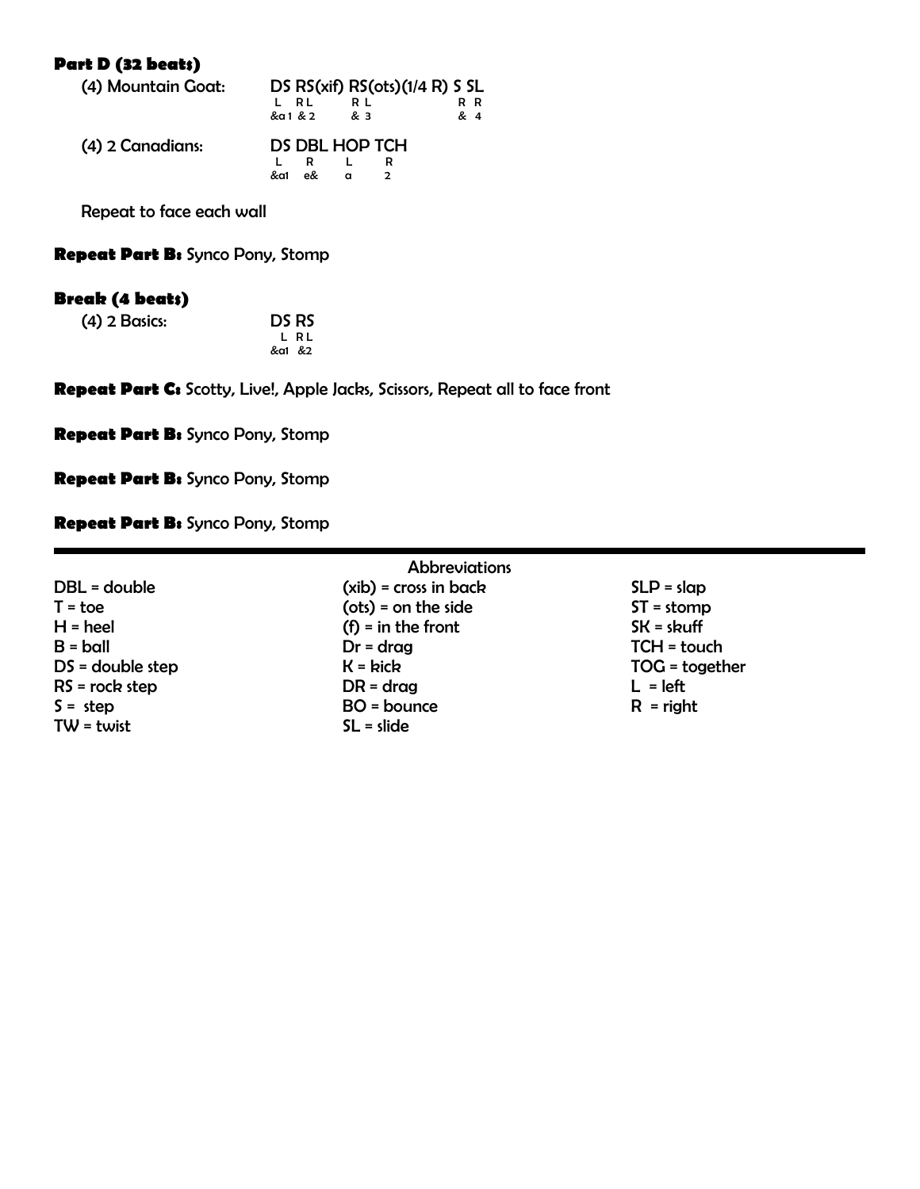### Part D (32 beats)

(4) Mountain Goat: DS RS(xif) RS(ots)(1/4 R) S SL

```
L   RL      RL          R R
&a1 &2      &3          & 4
```

(4) 2 Canadians: DS DBL HOP TCH

```
L    R    L    R
&a1  e&   a    2
```

Repeat to face each wall

**Repeat Part B:** Synco Pony, Stomp

### Break (4 beats)

(4) 2 Basics: DS RS

```
L   RL
&a1 &2
```

**Repeat Part C:** Scotty, Live!, Apple Jacks, Scissors, Repeat all to face front

**Repeat Part B:** Synco Pony, Stomp

**Repeat Part B:** Synco Pony, Stomp

**Repeat Part B:** Synco Pony, Stomp

---

Abbreviations

| | | |
|---|---|---|
| DBL = double | (xib) = cross in back | SLP = slap |
| T = toe | (ots) = on the side | ST = stomp |
| H = heel | (f) = in the front | SK = skuff |
| B = ball | Dr = drag | TCH = touch |
| DS = double step | K = kick | TOG = together |
| RS = rock step | DR = drag | L = left |
| S = step | BO = bounce | R = right |
| TW = twist | SL = slide | |